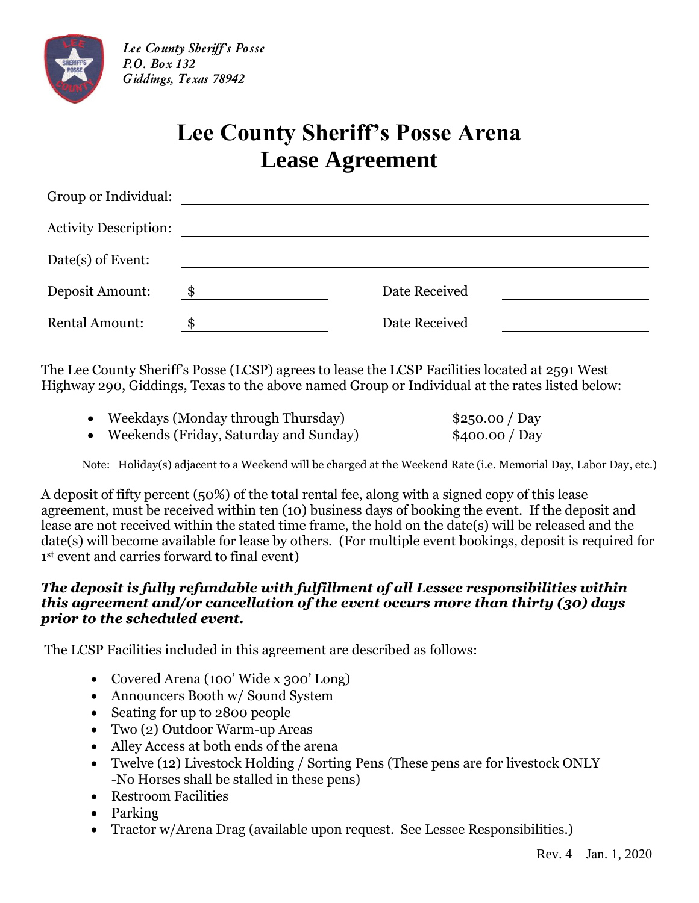*Lee County Sheriff's Posse*
*P.O. Box 132*
*Giddings, Texas 78942*

# Lee County Sheriff's Posse Arena
# Lease Agreement

Group or Individual: ______________________________

Activity Description: ______________________________

Date(s) of Event: ______________________________

Deposit Amount: $ ____________ Date Received ____________

Rental Amount: $ ____________ Date Received ____________

The Lee County Sheriff's Posse (LCSP) agrees to lease the LCSP Facilities located at 2591 West Highway 290, Giddings, Texas to the above named Group or Individual at the rates listed below:

- Weekdays (Monday through Thursday) $250.00 / Day
- Weekends (Friday, Saturday and Sunday) $400.00 / Day

Note: Holiday(s) adjacent to a Weekend will be charged at the Weekend Rate (i.e. Memorial Day, Labor Day, etc.)

A deposit of fifty percent (50%) of the total rental fee, along with a signed copy of this lease agreement, must be received within ten (10) business days of booking the event. If the deposit and lease are not received within the stated time frame, the hold on the date(s) will be released and the date(s) will become available for lease by others. (For multiple event bookings, deposit is required for 1st event and carries forward to final event)

***The deposit is fully refundable with fulfillment of all Lessee responsibilities within this agreement and/or cancellation of the event occurs more than thirty (30) days prior to the scheduled event.***

The LCSP Facilities included in this agreement are described as follows:

- Covered Arena (100' Wide x 300' Long)
- Announcers Booth w/ Sound System
- Seating for up to 2800 people
- Two (2) Outdoor Warm-up Areas
- Alley Access at both ends of the arena
- Twelve (12) Livestock Holding / Sorting Pens (These pens are for livestock ONLY -No Horses shall be stalled in these pens)
- Restroom Facilities
- Parking
- Tractor w/Arena Drag (available upon request. See Lessee Responsibilities.)

Rev. 4 – Jan. 1, 2020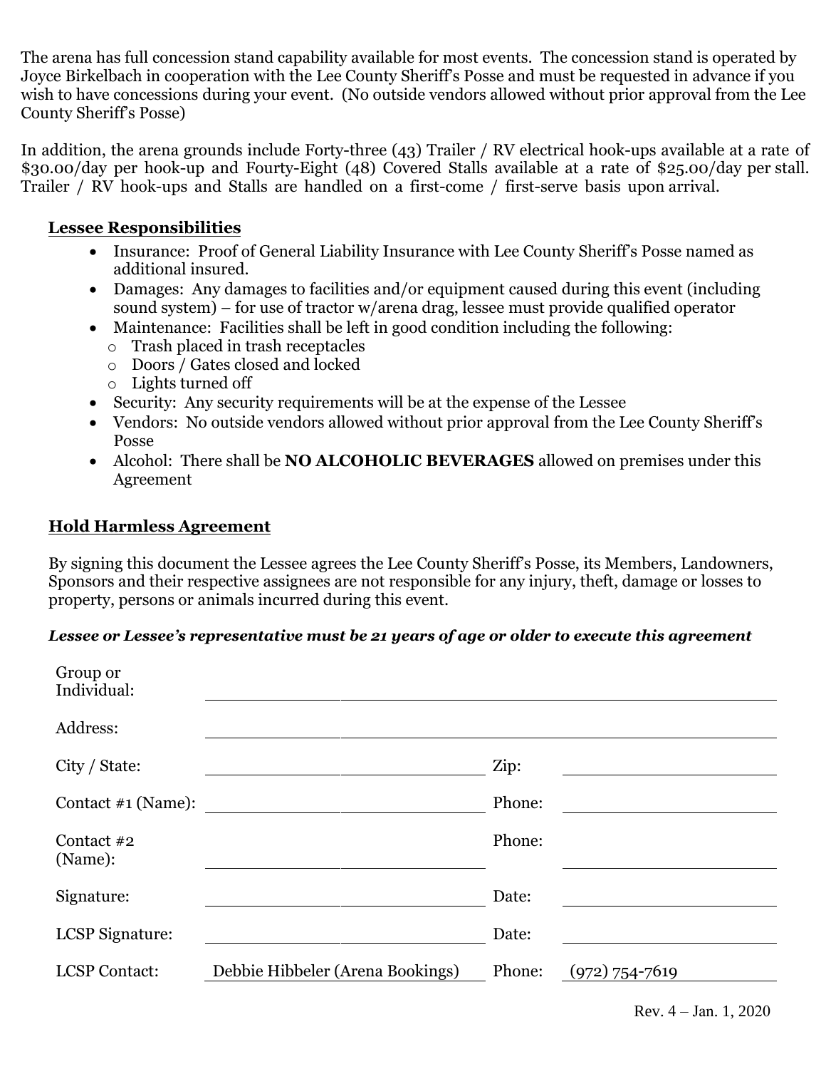The arena has full concession stand capability available for most events. The concession stand is operated by Joyce Birkelbach in cooperation with the Lee County Sheriff's Posse and must be requested in advance if you wish to have concessions during your event. (No outside vendors allowed without prior approval from the Lee County Sheriff's Posse)

In addition, the arena grounds include Forty-three (43) Trailer / RV electrical hook-ups available at a rate of $30.00/day per hook-up and Fourty-Eight (48) Covered Stalls available at a rate of $25.00/day per stall. Trailer / RV hook-ups and Stalls are handled on a first-come / first-serve basis upon arrival.

## Lessee Responsibilities

- Insurance: Proof of General Liability Insurance with Lee County Sheriff's Posse named as additional insured.
- Damages: Any damages to facilities and/or equipment caused during this event (including sound system) – for use of tractor w/arena drag, lessee must provide qualified operator
- Maintenance: Facilities shall be left in good condition including the following:
  - Trash placed in trash receptacles
  - Doors / Gates closed and locked
  - Lights turned off
- Security: Any security requirements will be at the expense of the Lessee
- Vendors: No outside vendors allowed without prior approval from the Lee County Sheriff's Posse
- Alcohol: There shall be **NO ALCOHOLIC BEVERAGES** allowed on premises under this Agreement

## Hold Harmless Agreement

By signing this document the Lessee agrees the Lee County Sheriff's Posse, its Members, Landowners, Sponsors and their respective assignees are not responsible for any injury, theft, damage or losses to property, persons or animals incurred during this event.

***Lessee or Lessee's representative must be 21 years of age or older to execute this agreement***

| | | | |
|---|---|---|---|
| Group or Individual: | | | |
| Address: | | | |
| City / State: | | Zip: | |
| Contact #1 (Name): | | Phone: | |
| Contact #2 (Name): | | Phone: | |
| Signature: | | Date: | |
| LCSP Signature: | | Date: | |
| LCSP Contact: | Debbie Hibbeler (Arena Bookings) | Phone: | (972) 754-7619 |

Rev. 4 – Jan. 1, 2020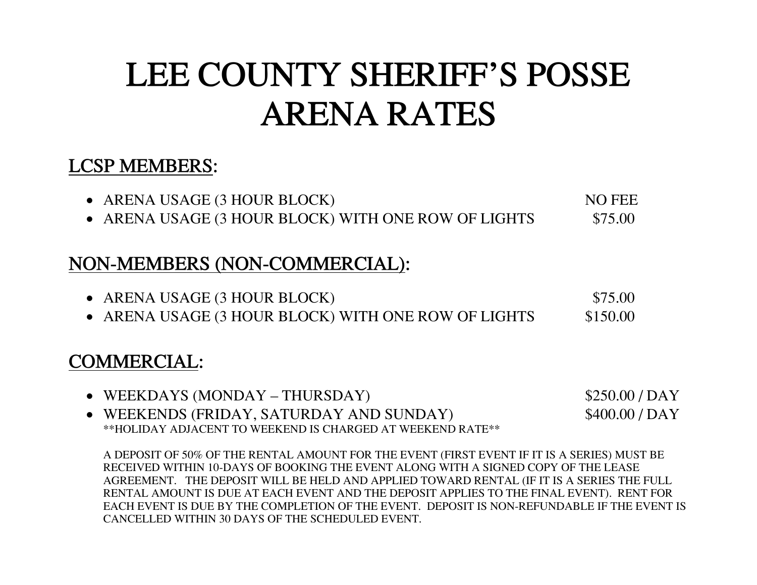# LEE COUNTY SHERIFF'S POSSE ARENA RATES

## LCSP MEMBERS:

- ARENA USAGE (3 HOUR BLOCK) NO FEE
- ARENA USAGE (3 HOUR BLOCK) WITH ONE ROW OF LIGHTS $75.00

## NON-MEMBERS (NON-COMMERCIAL):

- ARENA USAGE (3 HOUR BLOCK) $75.00
- ARENA USAGE (3 HOUR BLOCK) WITH ONE ROW OF LIGHTS $150.00

## COMMERCIAL:

- WEEKDAYS (MONDAY – THURSDAY) $250.00 / DAY
- WEEKENDS (FRIDAY, SATURDAY AND SUNDAY) $400.00 / DAY

**HOLIDAY ADJACENT TO WEEKEND IS CHARGED AT WEEKEND RATE**

A DEPOSIT OF 50% OF THE RENTAL AMOUNT FOR THE EVENT (FIRST EVENT IF IT IS A SERIES) MUST BE RECEIVED WITHIN 10-DAYS OF BOOKING THE EVENT ALONG WITH A SIGNED COPY OF THE LEASE AGREEMENT. THE DEPOSIT WILL BE HELD AND APPLIED TOWARD RENTAL (IF IT IS A SERIES THE FULL RENTAL AMOUNT IS DUE AT EACH EVENT AND THE DEPOSIT APPLIES TO THE FINAL EVENT). RENT FOR EACH EVENT IS DUE BY THE COMPLETION OF THE EVENT. DEPOSIT IS NON-REFUNDABLE IF THE EVENT IS CANCELLED WITHIN 30 DAYS OF THE SCHEDULED EVENT.